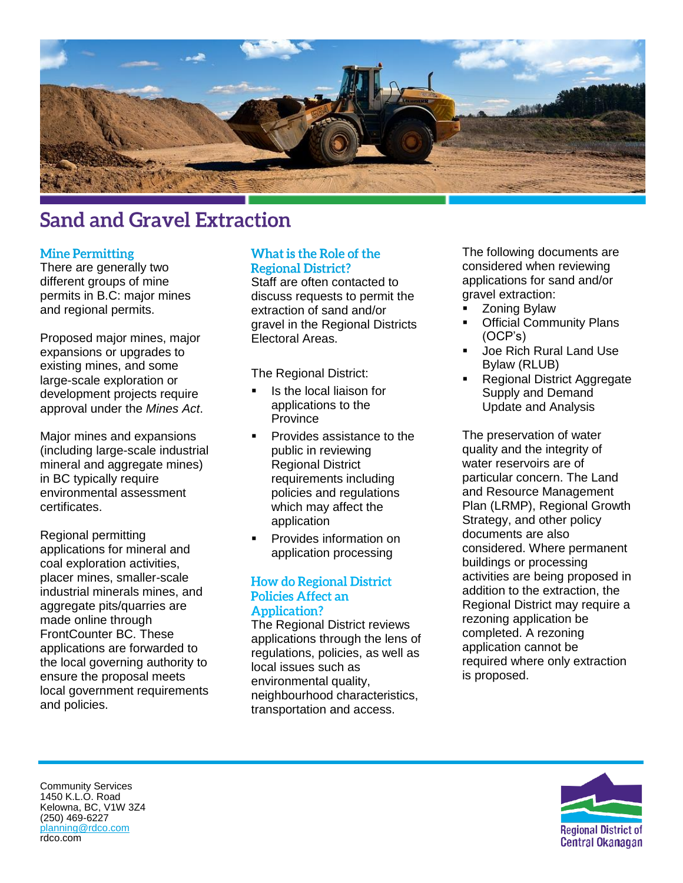# Sand and Gravel Extraction

## Mine Permitting

There are generally two different groups of mine permits in B.C: major mines and regional permits.

Proposed major mines, major expansions or upgrades to existing mines, and some large-scale exploration or development projects require approval under the *Mines Act*.

Major mines and expansions (including large-scale industrial mineral and aggregate mines) in BC typically require environmental assessment certificates.

Regional permitting applications for mineral and coal exploration activities, placer mines, smaller-scale industrial minerals mines, and aggregate pits/quarries are made online through FrontCounter BC. These applications are forwarded to the local governing authority to ensure the proposal meets local government requirements and policies.

## What is the Role of the Regional District?

Staff are often contacted to discuss requests to permit the extraction of sand and/or gravel in the Regional Districts Electoral Areas.

The Regional District:

- Is the local liaison for applications to the Province
- Provides assistance to the public in reviewing Regional District requirements including policies and regulations which may affect the application
- Provides information on application processing

## How do Regional District Policies Affect an Application?

The Regional District reviews applications through the lens of regulations, policies, as well as local issues such as environmental quality, neighbourhood characteristics, transportation and access.

The following documents are considered when reviewing applications for sand and/or gravel extraction:

- Zoning Bylaw
- Official Community Plans (OCP's)
- Joe Rich Rural Land Use Bylaw (RLUB)
- Regional District Aggregate Supply and Demand Update and Analysis

The preservation of water quality and the integrity of water reservoirs are of particular concern. The Land and Resource Management Plan (LRMP), Regional Growth Strategy, and other policy documents are also considered. Where permanent buildings or processing activities are being proposed in addition to the extraction, the Regional District may require a rezoning application be completed. A rezoning application cannot be required where only extraction is proposed.

Community Services
1450 K.L.O. Road
Kelowna, BC, V1W 3Z4
(250) 469-6227
planning@rdco.com
rdco.com

Regional District of Central Okanagan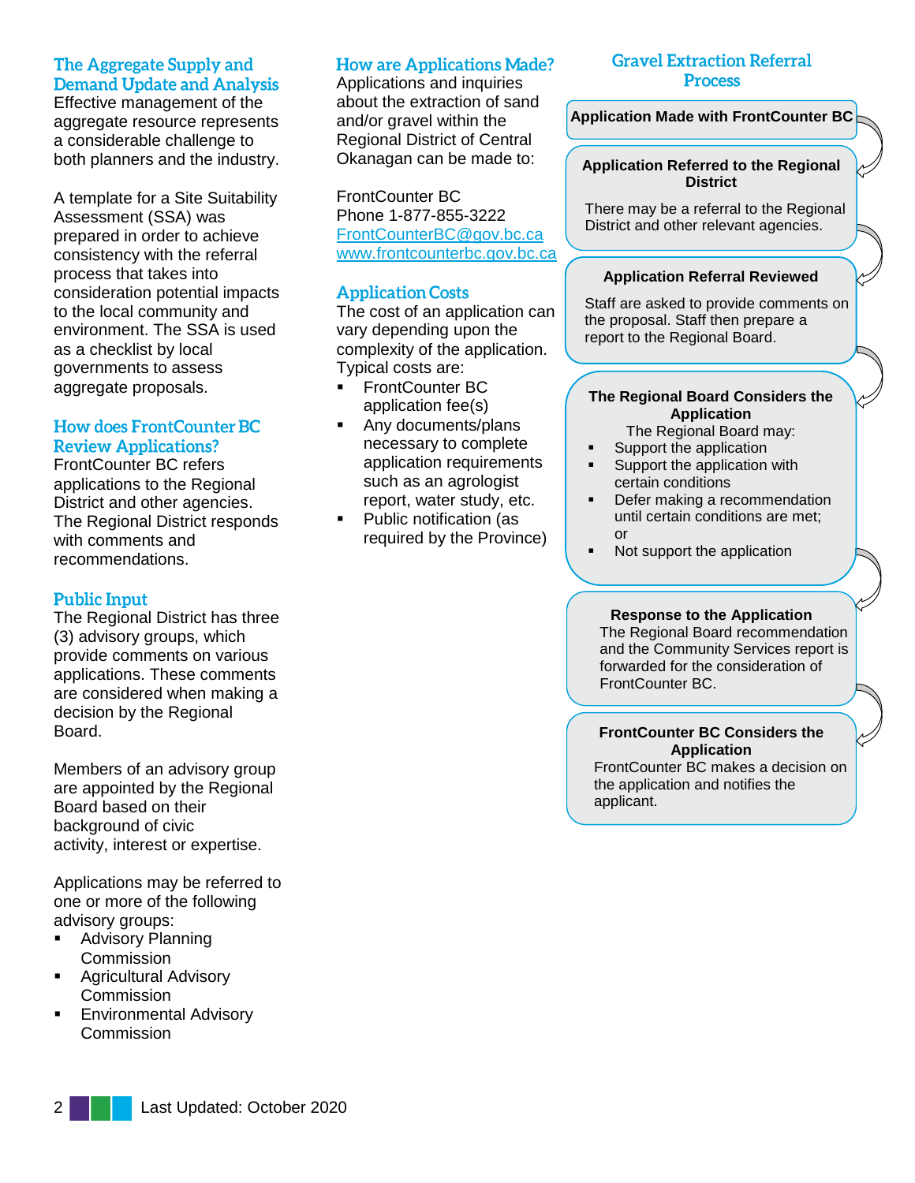## The Aggregate Supply and Demand Update and Analysis

Effective management of the aggregate resource represents a considerable challenge to both planners and the industry.

A template for a Site Suitability Assessment (SSA) was prepared in order to achieve consistency with the referral process that takes into consideration potential impacts to the local community and environment. The SSA is used as a checklist by local governments to assess aggregate proposals.

## How does FrontCounter BC Review Applications?

FrontCounter BC refers applications to the Regional District and other agencies. The Regional District responds with comments and recommendations.

## Public Input

The Regional District has three (3) advisory groups, which provide comments on various applications. These comments are considered when making a decision by the Regional Board.

Members of an advisory group are appointed by the Regional Board based on their background of civic activity, interest or expertise.

Applications may be referred to one or more of the following advisory groups:

- Advisory Planning Commission
- Agricultural Advisory Commission
- Environmental Advisory Commission

## How are Applications Made?

Applications and inquiries about the extraction of sand and/or gravel within the Regional District of Central Okanagan can be made to:

FrontCounter BC
Phone 1-877-855-3222
[FrontCounterBC@gov.bc.ca](mailto:FrontCounterBC@gov.bc.ca)
[www.frontcounterbc.gov.bc.ca](http://www.frontcounterbc.gov.bc.ca)

## Application Costs

The cost of an application can vary depending upon the complexity of the application. Typical costs are:

- FrontCounter BC application fee(s)
- Any documents/plans necessary to complete application requirements such as an agrologist report, water study, etc.
- Public notification (as required by the Province)

## Gravel Extraction Referral Process

**Application Made with FrontCounter BC**

**Application Referred to the Regional District**

There may be a referral to the Regional District and other relevant agencies.

**Application Referral Reviewed**

Staff are asked to provide comments on the proposal. Staff then prepare a report to the Regional Board.

**The Regional Board Considers the Application**

The Regional Board may:

- Support the application
- Support the application with certain conditions
- Defer making a recommendation until certain conditions are met; or
- Not support the application

**Response to the Application**

The Regional Board recommendation and the Community Services report is forwarded for the consideration of FrontCounter BC.

**FrontCounter BC Considers the Application**

FrontCounter BC makes a decision on the application and notifies the applicant.

Last Updated: October 2020